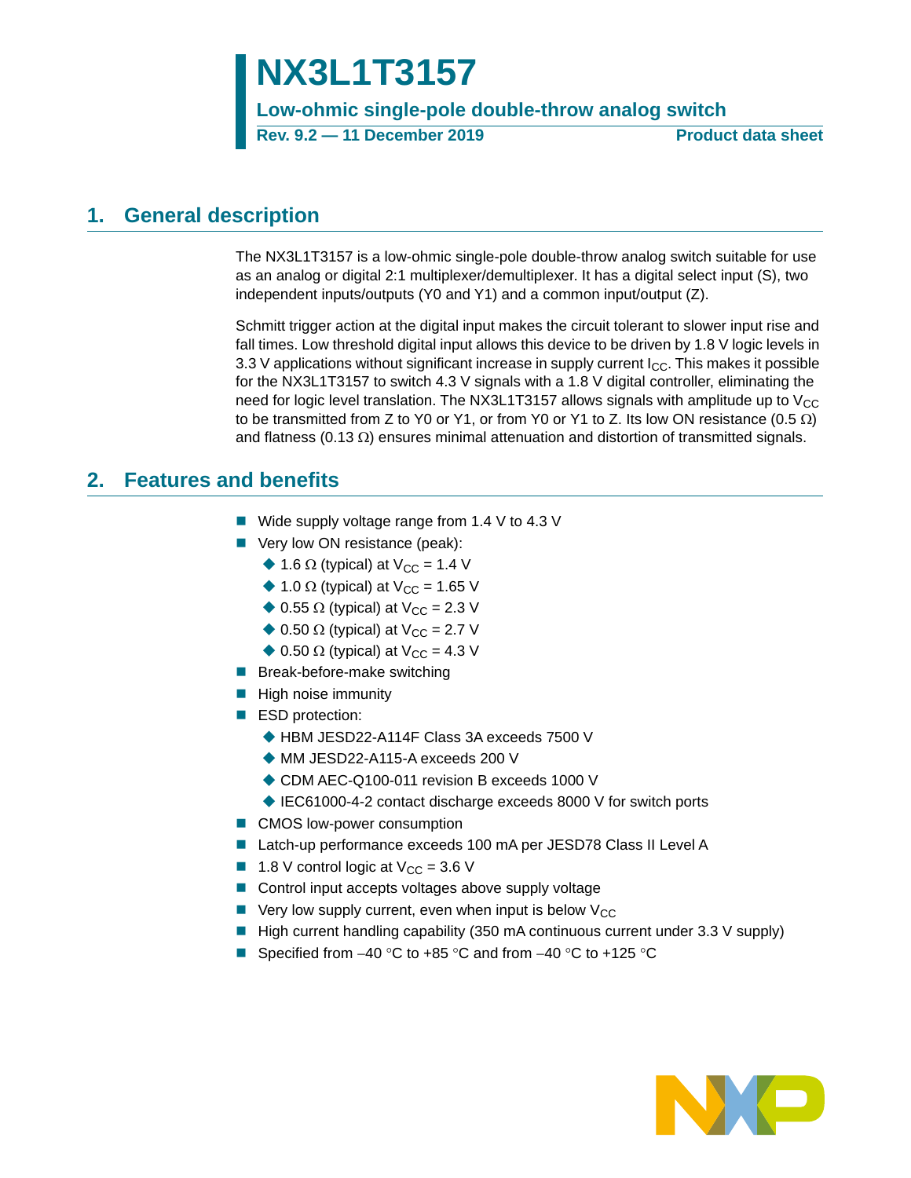# NX3L1T3157

**Low-ohmic single-pole double-throw analog switch**

**Rev. 9.2 — 11 December 2019** **Product data sheet**

## 1. General description

The NX3L1T3157 is a low-ohmic single-pole double-throw analog switch suitable for use as an analog or digital 2:1 multiplexer/demultiplexer. It has a digital select input (S), two independent inputs/outputs (Y0 and Y1) and a common input/output (Z).

Schmitt trigger action at the digital input makes the circuit tolerant to slower input rise and fall times. Low threshold digital input allows this device to be driven by 1.8 V logic levels in 3.3 V applications without significant increase in supply current $I_{CC}$. This makes it possible for the NX3L1T3157 to switch 4.3 V signals with a 1.8 V digital controller, eliminating the need for logic level translation. The NX3L1T3157 allows signals with amplitude up to $V_{CC}$ to be transmitted from Z to Y0 or Y1, or from Y0 or Y1 to Z. Its low ON resistance (0.5 Ω) and flatness (0.13 Ω) ensures minimal attenuation and distortion of transmitted signals.

## 2. Features and benefits

- Wide supply voltage range from 1.4 V to 4.3 V
- Very low ON resistance (peak):
  - 1.6 Ω (typical) at $V_{CC}$ = 1.4 V
  - 1.0 Ω (typical) at $V_{CC}$ = 1.65 V
  - 0.55 Ω (typical) at $V_{CC}$ = 2.3 V
  - 0.50 Ω (typical) at $V_{CC}$ = 2.7 V
  - 0.50 Ω (typical) at $V_{CC}$ = 4.3 V
- Break-before-make switching
- High noise immunity
- ESD protection:
  - HBM JESD22-A114F Class 3A exceeds 7500 V
  - MM JESD22-A115-A exceeds 200 V
  - CDM AEC-Q100-011 revision B exceeds 1000 V
  - IEC61000-4-2 contact discharge exceeds 8000 V for switch ports
- CMOS low-power consumption
- Latch-up performance exceeds 100 mA per JESD78 Class II Level A
- 1.8 V control logic at $V_{CC}$ = 3.6 V
- Control input accepts voltages above supply voltage
- Very low supply current, even when input is below $V_{CC}$
- High current handling capability (350 mA continuous current under 3.3 V supply)
- Specified from –40 °C to +85 °C and from –40 °C to +125 °C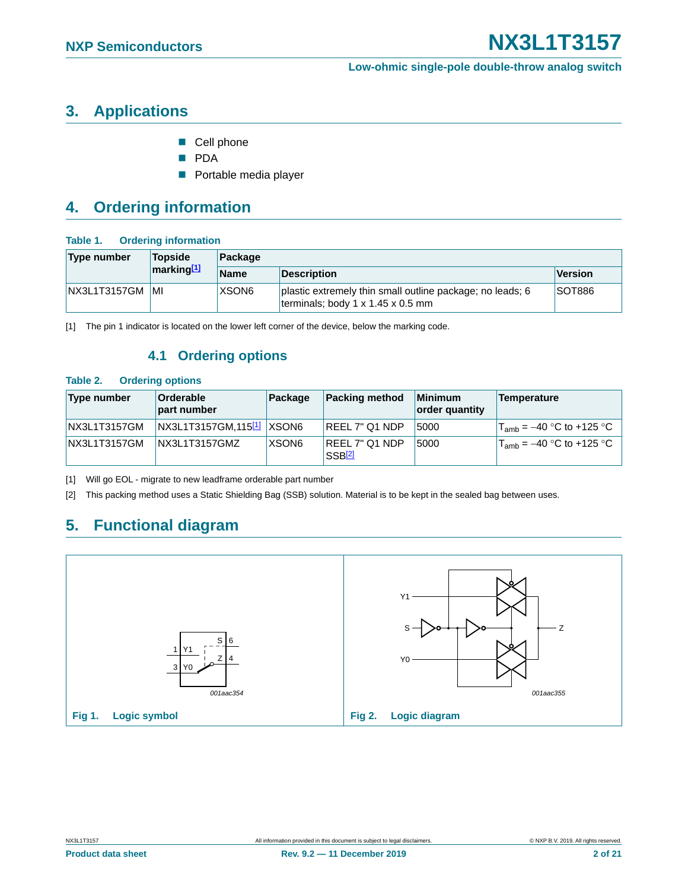## 3. Applications

- Cell phone
- PDA
- Portable media player

## 4. Ordering information

**Table 1. Ordering information**

| Type number | Topside marking[1] | Package | | |
|---|---|---|---|---|
| | | Name | Description | Version |
| NX3L1T3157GM | MI | XSON6 | plastic extremely thin small outline package; no leads; 6 terminals; body 1 x 1.45 x 0.5 mm | SOT886 |

[1] The pin 1 indicator is located on the lower left corner of the device, below the marking code.

### 4.1 Ordering options

**Table 2. Ordering options**

| Type number | Orderable part number | Package | Packing method | Minimum order quantity | Temperature |
|---|---|---|---|---|---|
| NX3L1T3157GM | NX3L1T3157GM,115[1] | XSON6 | REEL 7" Q1 NDP | 5000 | $T_{amb}$ = −40 °C to +125 °C |
| NX3L1T3157GM | NX3L1T3157GMZ | XSON6 | REEL 7" Q1 NDP SSB[2] | 5000 | $T_{amb}$ = −40 °C to +125 °C |

[1] Will go EOL - migrate to new leadframe orderable part number

[2] This packing method uses a Static Shielding Bag (SSB) solution. Material is to be kept in the sealed bag between uses.

## 5. Functional diagram

001aac354

**Fig 1. Logic symbol**

001aac355

**Fig 2. Logic diagram**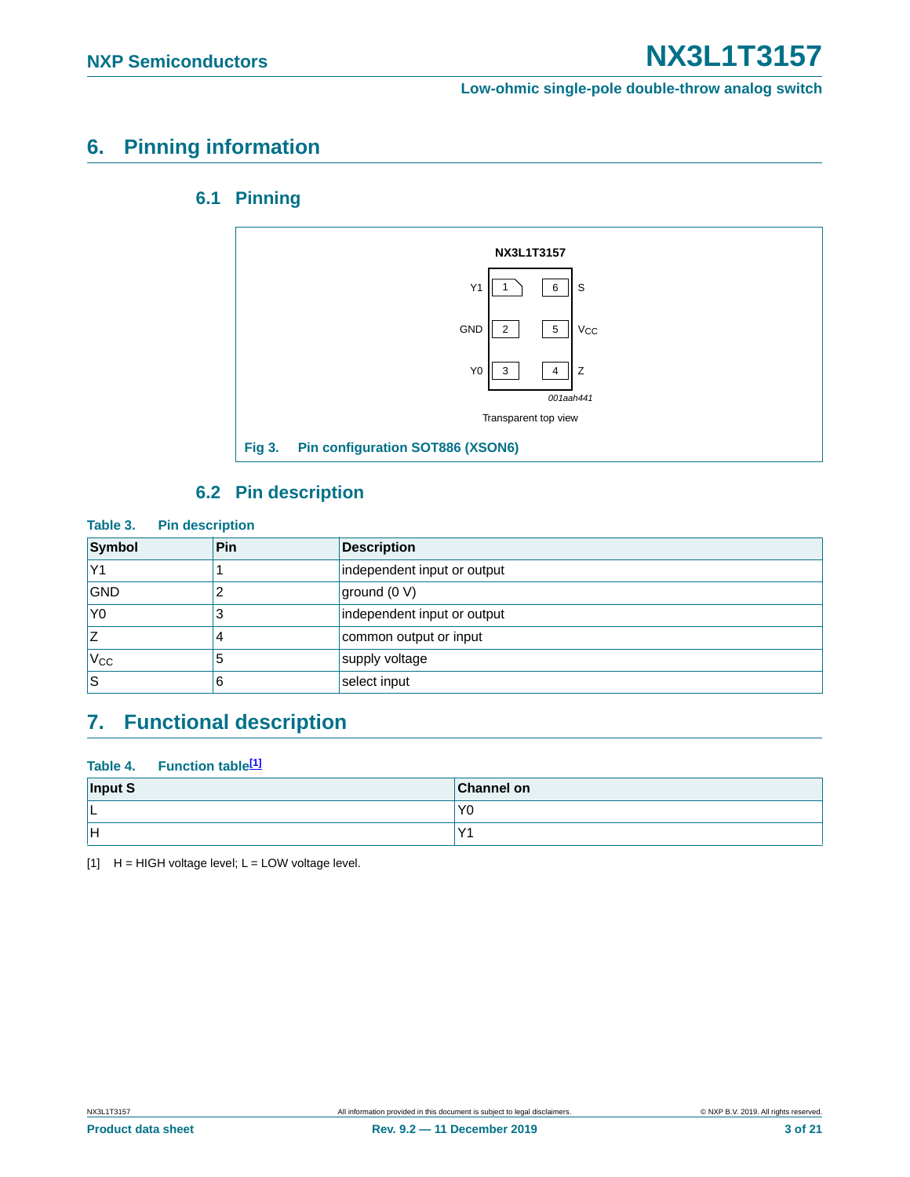## 6. Pinning information

### 6.1 Pinning

NX3L1T3157

| | | | |
|---|---|---|---|
| Y1 | 1 | 6 | S |
| GND | 2 | 5 | $V_{CC}$ |
| Y0 | 3 | 4 | Z |

001aah441

Transparent top view

**Fig 3. Pin configuration SOT886 (XSON6)**

### 6.2 Pin description

**Table 3. Pin description**

| Symbol | Pin | Description |
|---|---|---|
| Y1 | 1 | independent input or output |
| GND | 2 | ground (0 V) |
| Y0 | 3 | independent input or output |
| Z | 4 | common output or input |
| $V_{CC}$ | 5 | supply voltage |
| S | 6 | select input |

## 7. Functional description

**Table 4. Function table[1]**

| Input S | Channel on |
|---|---|
| L | Y0 |
| H | Y1 |

[1] H = HIGH voltage level; L = LOW voltage level.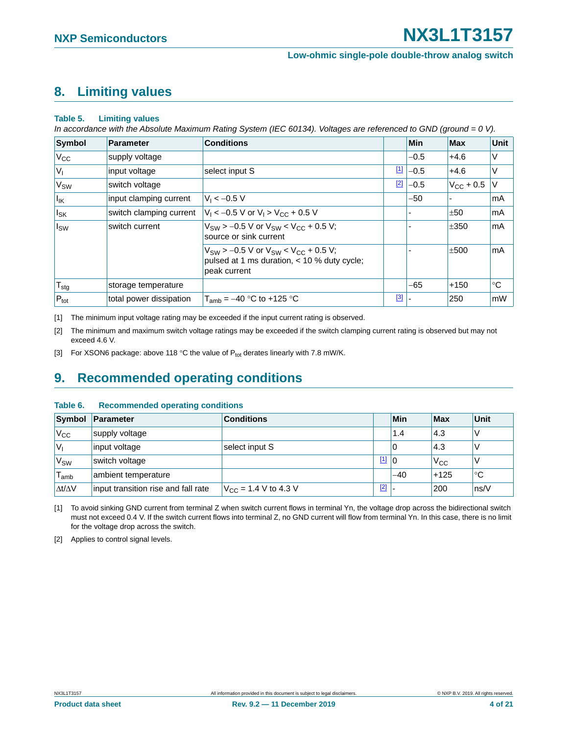## 8. Limiting values

**Table 5. Limiting values**

*In accordance with the Absolute Maximum Rating System (IEC 60134). Voltages are referenced to GND (ground = 0 V).*

| Symbol | Parameter | Conditions | | Min | Max | Unit |
|---|---|---|---|---|---|---|
| $V_{CC}$ | supply voltage | | | −0.5 | +4.6 | V |
| $V_I$ | input voltage | select input S | [1] | −0.5 | +4.6 | V |
| $V_{SW}$ | switch voltage | | [2] | −0.5 | $V_{CC}$ + 0.5 | V |
| $I_{IK}$ | input clamping current | $V_I$ < −0.5 V | | −50 | - | mA |
| $I_{SK}$ | switch clamping current | $V_I$ < −0.5 V or $V_I$ > $V_{CC}$ + 0.5 V | | - | ±50 | mA |
| $I_{SW}$ | switch current | $V_{SW}$ > −0.5 V or $V_{SW}$ < $V_{CC}$ + 0.5 V; source or sink current | | - | ±350 | mA |
| | | $V_{SW}$ > −0.5 V or $V_{SW}$ < $V_{CC}$ + 0.5 V; pulsed at 1 ms duration, < 10 % duty cycle; peak current | | - | ±500 | mA |
| $T_{stg}$ | storage temperature | | | −65 | +150 | °C |
| $P_{tot}$ | total power dissipation | $T_{amb}$ = −40 °C to +125 °C | [3] | - | 250 | mW |

[1] The minimum input voltage rating may be exceeded if the input current rating is observed.

[2] The minimum and maximum switch voltage ratings may be exceeded if the switch clamping current rating is observed but may not exceed 4.6 V.

[3] For XSON6 package: above 118 °C the value of $P_{tot}$ derates linearly with 7.8 mW/K.

## 9. Recommended operating conditions

**Table 6. Recommended operating conditions**

| Symbol | Parameter | Conditions | | Min | Max | Unit |
|---|---|---|---|---|---|---|
| $V_{CC}$ | supply voltage | | | 1.4 | 4.3 | V |
| $V_I$ | input voltage | select input S | | 0 | 4.3 | V |
| $V_{SW}$ | switch voltage | | [1] | 0 | $V_{CC}$ | V |
| $T_{amb}$ | ambient temperature | | | −40 | +125 | °C |
| $\Delta t/\Delta V$ | input transition rise and fall rate | $V_{CC}$ = 1.4 V to 4.3 V | [2] | - | 200 | ns/V |

[1] To avoid sinking GND current from terminal Z when switch current flows in terminal Yn, the voltage drop across the bidirectional switch must not exceed 0.4 V. If the switch current flows into terminal Z, no GND current will flow from terminal Yn. In this case, there is no limit for the voltage drop across the switch.

[2] Applies to control signal levels.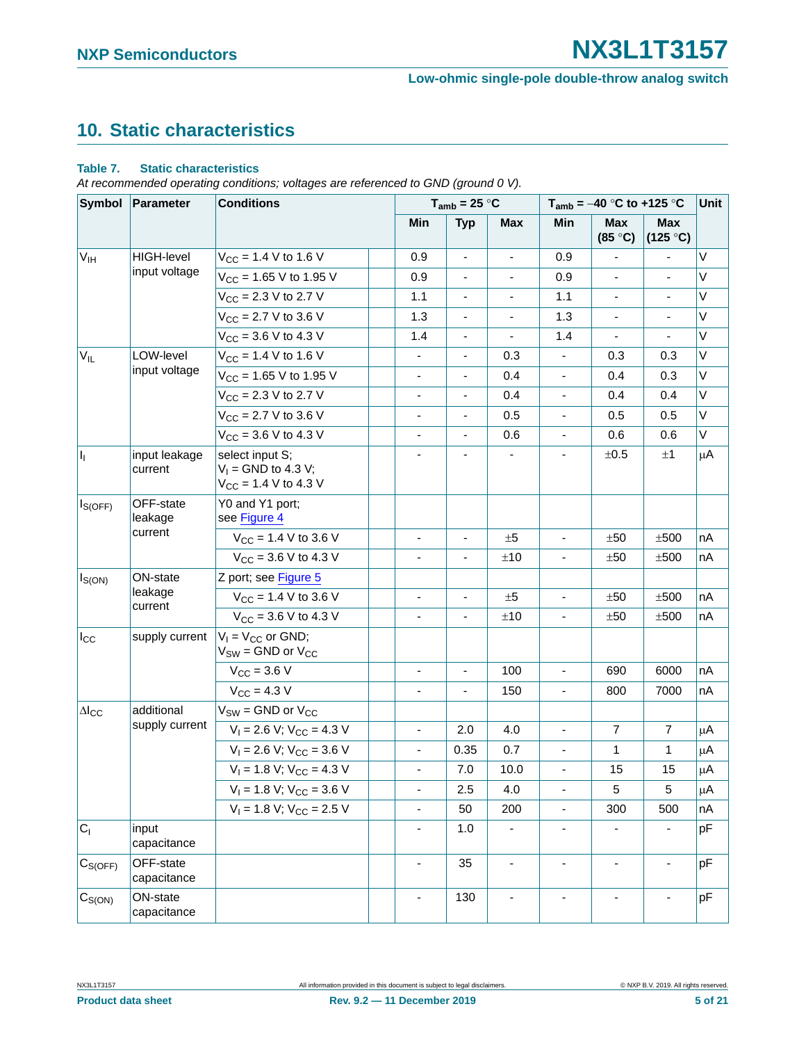## 10. Static characteristics

**Table 7. Static characteristics**

*At recommended operating conditions; voltages are referenced to GND (ground 0 V).*

| Symbol | Parameter | Conditions | $T_{amb}$ = 25 °C | | | $T_{amb}$ = −40 °C to +125 °C | | | Unit |
|---|---|---|---|---|---|---|---|---|---|
| | | | Min | Typ | Max | Min | Max (85 °C) | Max (125 °C) | |
| $V_{IH}$ | HIGH-level input voltage | $V_{CC}$ = 1.4 V to 1.6 V | 0.9 | - | - | 0.9 | - | - | V |
| | | $V_{CC}$ = 1.65 V to 1.95 V | 0.9 | - | - | 0.9 | - | - | V |
| | | $V_{CC}$ = 2.3 V to 2.7 V | 1.1 | - | - | 1.1 | - | - | V |
| | | $V_{CC}$ = 2.7 V to 3.6 V | 1.3 | - | - | 1.3 | - | - | V |
| | | $V_{CC}$ = 3.6 V to 4.3 V | 1.4 | - | - | 1.4 | - | - | V |
| $V_{IL}$ | LOW-level input voltage | $V_{CC}$ = 1.4 V to 1.6 V | - | - | 0.3 | - | 0.3 | 0.3 | V |
| | | $V_{CC}$ = 1.65 V to 1.95 V | - | - | 0.4 | - | 0.4 | 0.3 | V |
| | | $V_{CC}$ = 2.3 V to 2.7 V | - | - | 0.4 | - | 0.4 | 0.4 | V |
| | | $V_{CC}$ = 2.7 V to 3.6 V | - | - | 0.5 | - | 0.5 | 0.5 | V |
| | | $V_{CC}$ = 3.6 V to 4.3 V | - | - | 0.6 | - | 0.6 | 0.6 | V |
| $I_I$ | input leakage current | select input S; $V_I$ = GND to 4.3 V; $V_{CC}$ = 1.4 V to 4.3 V | - | - | - | - | ±0.5 | ±1 | μA |
| $I_{S(OFF)}$ | OFF-state leakage current | Y0 and Y1 port; see Figure 4 | | | | | | | |
| | | $V_{CC}$ = 1.4 V to 3.6 V | - | - | ±5 | - | ±50 | ±500 | nA |
| | | $V_{CC}$ = 3.6 V to 4.3 V | - | - | ±10 | - | ±50 | ±500 | nA |
| $I_{S(ON)}$ | ON-state leakage current | Z port; see Figure 5 | | | | | | | |
| | | $V_{CC}$ = 1.4 V to 3.6 V | - | - | ±5 | - | ±50 | ±500 | nA |
| | | $V_{CC}$ = 3.6 V to 4.3 V | - | - | ±10 | - | ±50 | ±500 | nA |
| $I_{CC}$ | supply current | $V_I$ = $V_{CC}$ or GND; $V_{SW}$ = GND or $V_{CC}$ | | | | | | | |
| | | $V_{CC}$ = 3.6 V | - | - | 100 | - | 690 | 6000 | nA |
| | | $V_{CC}$ = 4.3 V | - | - | 150 | - | 800 | 7000 | nA |
| $\Delta I_{CC}$ | additional supply current | $V_{SW}$ = GND or $V_{CC}$ | | | | | | | |
| | | $V_I$ = 2.6 V; $V_{CC}$ = 4.3 V | - | 2.0 | 4.0 | - | 7 | 7 | μA |
| | | $V_I$ = 2.6 V; $V_{CC}$ = 3.6 V | - | 0.35 | 0.7 | - | 1 | 1 | μA |
| | | $V_I$ = 1.8 V; $V_{CC}$ = 4.3 V | - | 7.0 | 10.0 | - | 15 | 15 | μA |
| | | $V_I$ = 1.8 V; $V_{CC}$ = 3.6 V | - | 2.5 | 4.0 | - | 5 | 5 | μA |
| | | $V_I$ = 1.8 V; $V_{CC}$ = 2.5 V | - | 50 | 200 | - | 300 | 500 | nA |
| $C_I$ | input capacitance | | - | 1.0 | - | - | - | - | pF |
| $C_{S(OFF)}$ | OFF-state capacitance | | - | 35 | - | - | - | - | pF |
| $C_{S(ON)}$ | ON-state capacitance | | - | 130 | - | - | - | - | pF |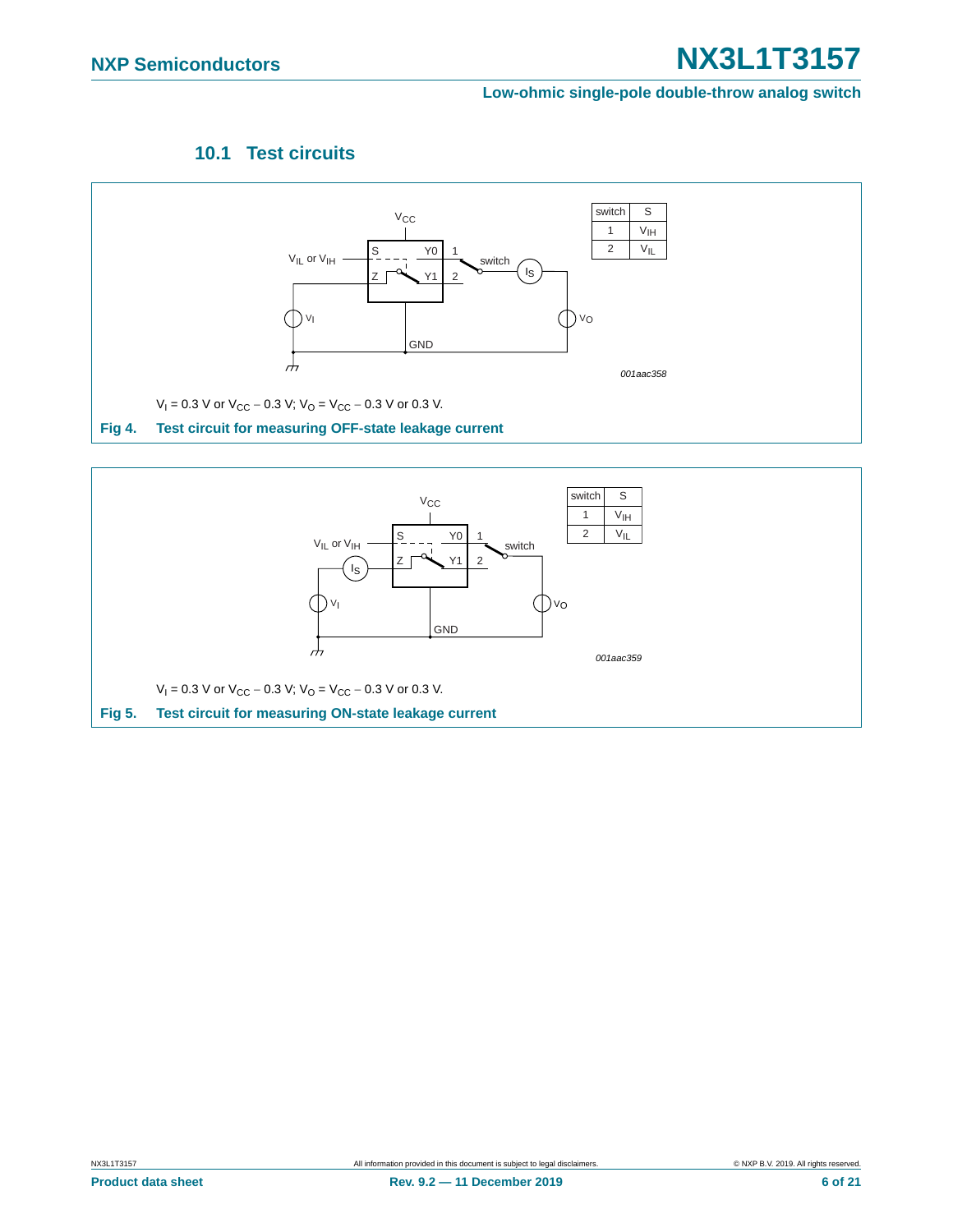### 10.1 Test circuits

| switch | S |
|---|---|
| 1 | $V_{IH}$ |
| 2 | $V_{IL}$ |

$V_I$ = 0.3 V or $V_{CC}$ − 0.3 V; $V_O$ = $V_{CC}$ − 0.3 V or 0.3 V.

**Fig 4. Test circuit for measuring OFF-state leakage current**

| switch | S |
|---|---|
| 1 | $V_{IH}$ |
| 2 | $V_{IL}$ |

$V_I$ = 0.3 V or $V_{CC}$ − 0.3 V; $V_O$ = $V_{CC}$ − 0.3 V or 0.3 V.

**Fig 5. Test circuit for measuring ON-state leakage current**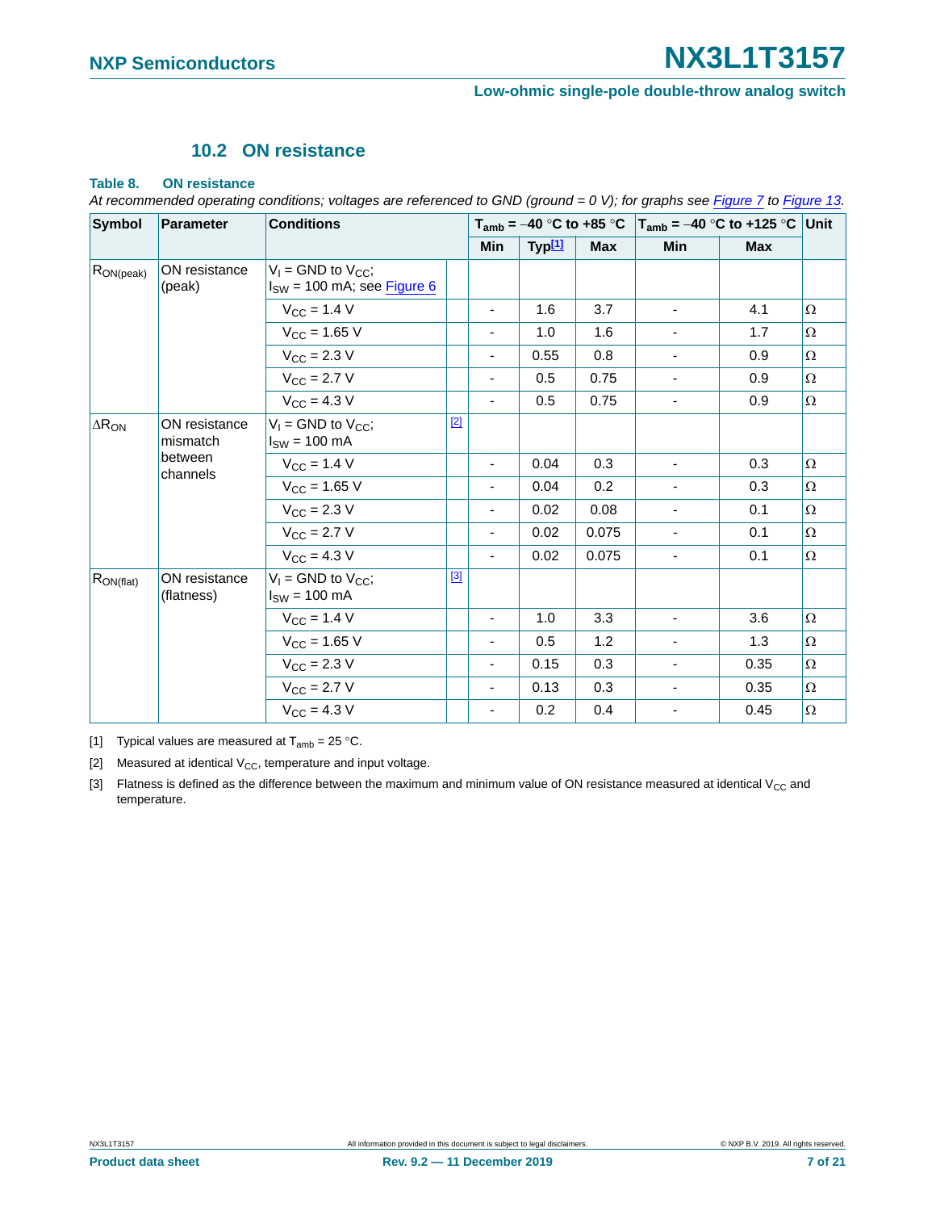## 10.2 ON resistance

**Table 8. ON resistance**

*At recommended operating conditions; voltages are referenced to GND (ground = 0 V); for graphs see Figure 7 to Figure 13.*

| Symbol | Parameter | Conditions | | $T_{amb}$ = −40 °C to +85 °C | | | $T_{amb}$ = −40 °C to +125 °C | | Unit |
|---|---|---|---|---|---|---|---|---|---|
| | | | | Min | Typ[1] | Max | Min | Max | |
| $R_{ON(peak)}$ | ON resistance (peak) | $V_I$ = GND to $V_{CC}$; $I_{SW}$ = 100 mA; see Figure 6 | | | | | | | |
| | | $V_{CC}$ = 1.4 V | | - | 1.6 | 3.7 | - | 4.1 | Ω |
| | | $V_{CC}$ = 1.65 V | | - | 1.0 | 1.6 | - | 1.7 | Ω |
| | | $V_{CC}$ = 2.3 V | | - | 0.55 | 0.8 | - | 0.9 | Ω |
| | | $V_{CC}$ = 2.7 V | | - | 0.5 | 0.75 | - | 0.9 | Ω |
| | | $V_{CC}$ = 4.3 V | | - | 0.5 | 0.75 | - | 0.9 | Ω |
| $\Delta R_{ON}$ | ON resistance mismatch between channels | $V_I$ = GND to $V_{CC}$; $I_{SW}$ = 100 mA | [2] | | | | | | |
| | | $V_{CC}$ = 1.4 V | | - | 0.04 | 0.3 | - | 0.3 | Ω |
| | | $V_{CC}$ = 1.65 V | | - | 0.04 | 0.2 | - | 0.3 | Ω |
| | | $V_{CC}$ = 2.3 V | | - | 0.02 | 0.08 | - | 0.1 | Ω |
| | | $V_{CC}$ = 2.7 V | | - | 0.02 | 0.075 | - | 0.1 | Ω |
| | | $V_{CC}$ = 4.3 V | | - | 0.02 | 0.075 | - | 0.1 | Ω |
| $R_{ON(flat)}$ | ON resistance (flatness) | $V_I$ = GND to $V_{CC}$; $I_{SW}$ = 100 mA | [3] | | | | | | |
| | | $V_{CC}$ = 1.4 V | | - | 1.0 | 3.3 | - | 3.6 | Ω |
| | | $V_{CC}$ = 1.65 V | | - | 0.5 | 1.2 | - | 1.3 | Ω |
| | | $V_{CC}$ = 2.3 V | | - | 0.15 | 0.3 | - | 0.35 | Ω |
| | | $V_{CC}$ = 2.7 V | | - | 0.13 | 0.3 | - | 0.35 | Ω |
| | | $V_{CC}$ = 4.3 V | | - | 0.2 | 0.4 | - | 0.45 | Ω |

[1] Typical values are measured at $T_{amb}$ = 25 °C.

[2] Measured at identical $V_{CC}$, temperature and input voltage.

[3] Flatness is defined as the difference between the maximum and minimum value of ON resistance measured at identical $V_{CC}$ and temperature.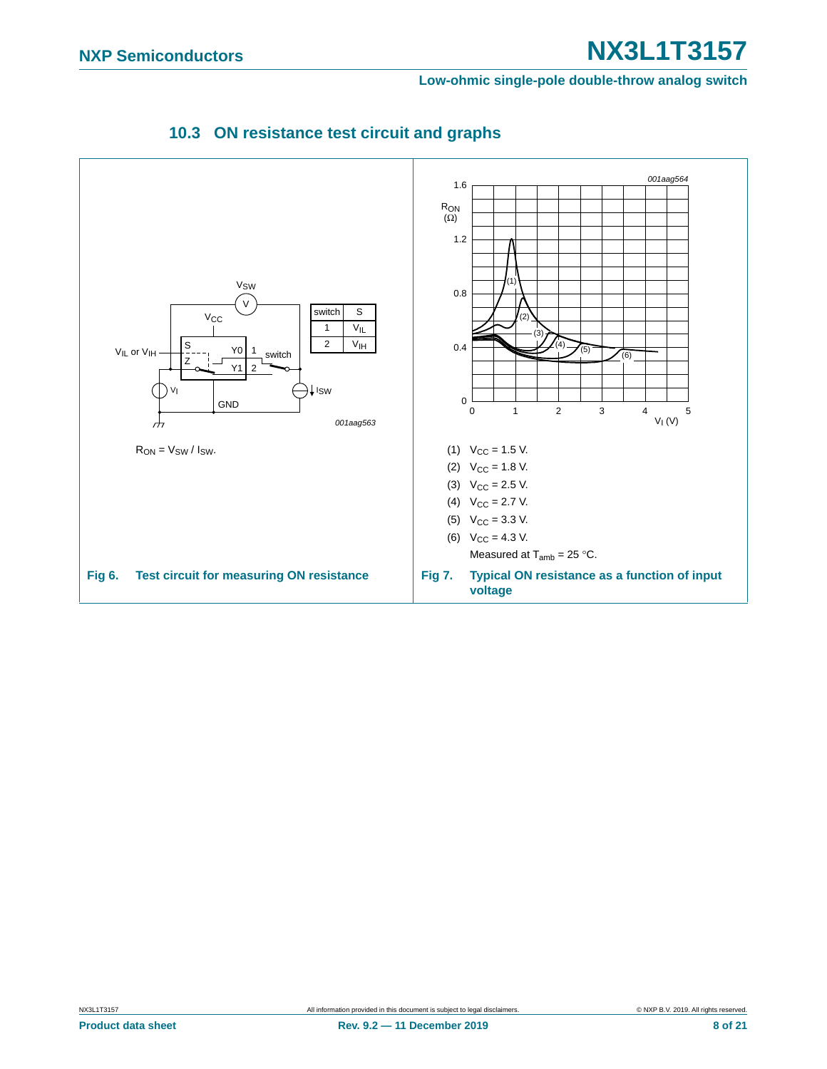### 10.3 ON resistance test circuit and graphs

| switch | S |
|---|---|
| 1 | $V_{IL}$ |
| 2 | $V_{IH}$ |

$R_{ON} = V_{SW} / I_{SW}$.

**Fig 6. Test circuit for measuring ON resistance**

(1) $V_{CC}$ = 1.5 V.

(2) $V_{CC}$ = 1.8 V.

(3) $V_{CC}$ = 2.5 V.

(4) $V_{CC}$ = 2.7 V.

(5) $V_{CC}$ = 3.3 V.

(6) $V_{CC}$ = 4.3 V.

Measured at $T_{amb}$ = 25 °C.

**Fig 7. Typical ON resistance as a function of input voltage**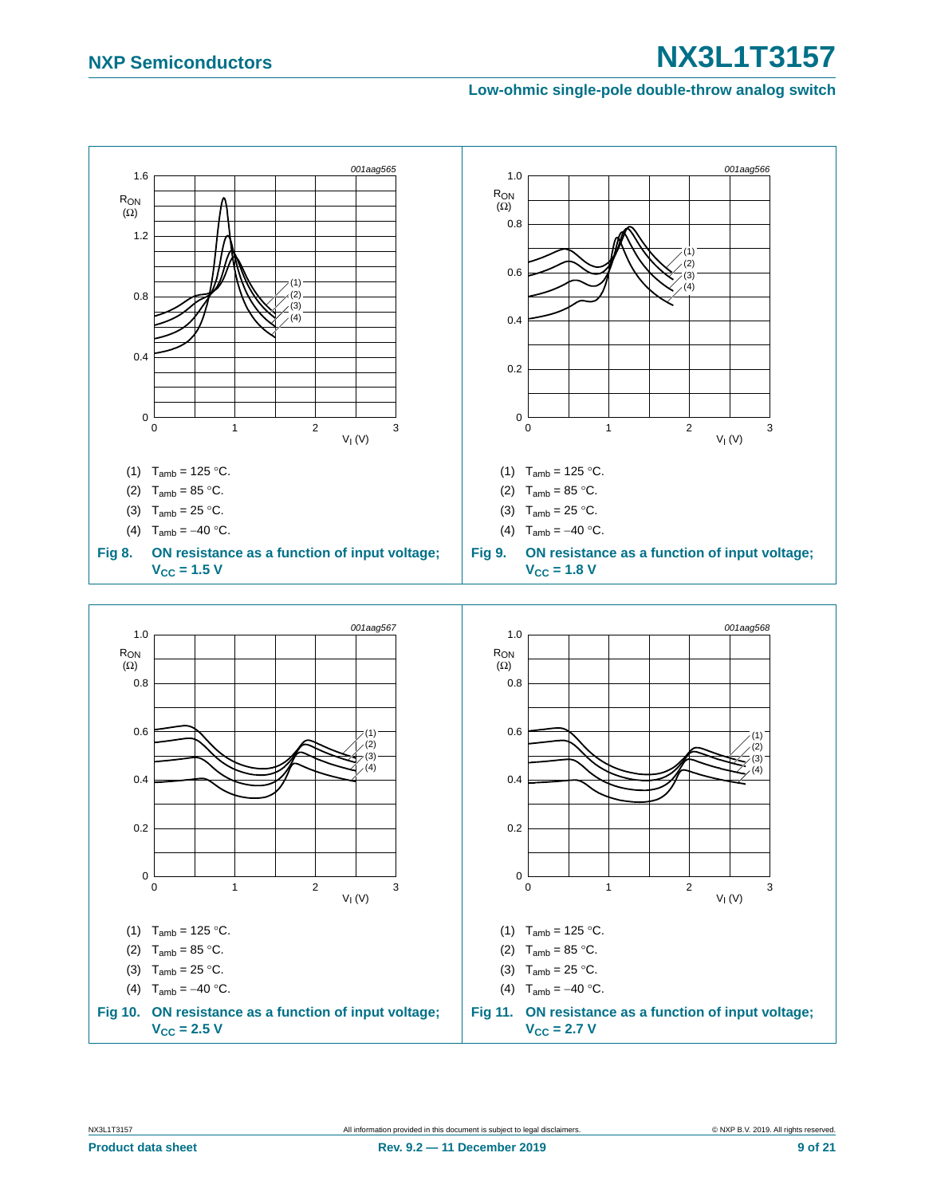001aag565

(1) $T_{amb}$ = 125 °C.

(2) $T_{amb}$ = 85 °C.

(3) $T_{amb}$ = 25 °C.

(4) $T_{amb}$ = −40 °C.

**Fig 8. ON resistance as a function of input voltage; $V_{CC}$ = 1.5 V**

001aag566

(1) $T_{amb}$ = 125 °C.

(2) $T_{amb}$ = 85 °C.

(3) $T_{amb}$ = 25 °C.

(4) $T_{amb}$ = −40 °C.

**Fig 9. ON resistance as a function of input voltage; $V_{CC}$ = 1.8 V**

001aag567

(1) $T_{amb}$ = 125 °C.

(2) $T_{amb}$ = 85 °C.

(3) $T_{amb}$ = 25 °C.

(4) $T_{amb}$ = −40 °C.

**Fig 10. ON resistance as a function of input voltage; $V_{CC}$ = 2.5 V**

001aag568

(1) $T_{amb}$ = 125 °C.

(2) $T_{amb}$ = 85 °C.

(3) $T_{amb}$ = 25 °C.

(4) $T_{amb}$ = −40 °C.

**Fig 11. ON resistance as a function of input voltage; $V_{CC}$ = 2.7 V**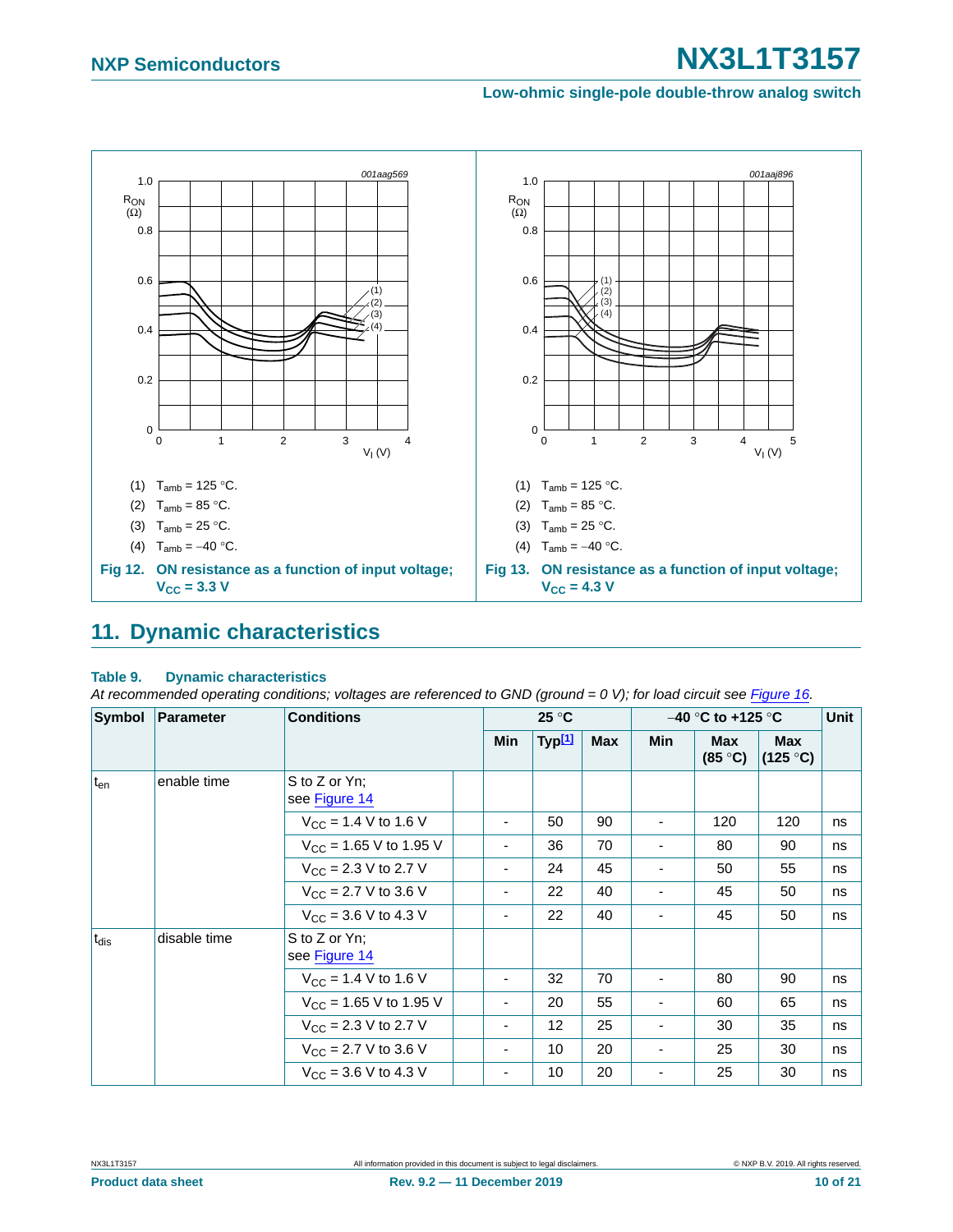(1) $T_{amb}$ = 125 °C.

(2) $T_{amb}$ = 85 °C.

(3) $T_{amb}$ = 25 °C.

(4) $T_{amb}$ = −40 °C.

**Fig 12. ON resistance as a function of input voltage; $V_{CC}$ = 3.3 V**

(1) $T_{amb}$ = 125 °C.

(2) $T_{amb}$ = 85 °C.

(3) $T_{amb}$ = 25 °C.

(4) $T_{amb}$ = −40 °C.

**Fig 13. ON resistance as a function of input voltage; $V_{CC}$ = 4.3 V**

## 11. Dynamic characteristics

**Table 9. Dynamic characteristics**

*At recommended operating conditions; voltages are referenced to GND (ground = 0 V); for load circuit see Figure 16.*

| Symbol | Parameter | Conditions | 25 °C | | | −40 °C to +125 °C | | | Unit |
|---|---|---|---|---|---|---|---|---|---|
| | | | Min | Typ[1] | Max | Min | Max (85 °C) | Max (125 °C) | |
| $t_{en}$ | enable time | S to Z or Yn; see Figure 14 | | | | | | | |
| | | $V_{CC}$ = 1.4 V to 1.6 V | - | 50 | 90 | - | 120 | 120 | ns |
| | | $V_{CC}$ = 1.65 V to 1.95 V | - | 36 | 70 | - | 80 | 90 | ns |
| | | $V_{CC}$ = 2.3 V to 2.7 V | - | 24 | 45 | - | 50 | 55 | ns |
| | | $V_{CC}$ = 2.7 V to 3.6 V | - | 22 | 40 | - | 45 | 50 | ns |
| | | $V_{CC}$ = 3.6 V to 4.3 V | - | 22 | 40 | - | 45 | 50 | ns |
| $t_{dis}$ | disable time | S to Z or Yn; see Figure 14 | | | | | | | |
| | | $V_{CC}$ = 1.4 V to 1.6 V | - | 32 | 70 | - | 80 | 90 | ns |
| | | $V_{CC}$ = 1.65 V to 1.95 V | - | 20 | 55 | - | 60 | 65 | ns |
| | | $V_{CC}$ = 2.3 V to 2.7 V | - | 12 | 25 | - | 30 | 35 | ns |
| | | $V_{CC}$ = 2.7 V to 3.6 V | - | 10 | 20 | - | 25 | 30 | ns |
| | | $V_{CC}$ = 3.6 V to 4.3 V | - | 10 | 20 | - | 25 | 30 | ns |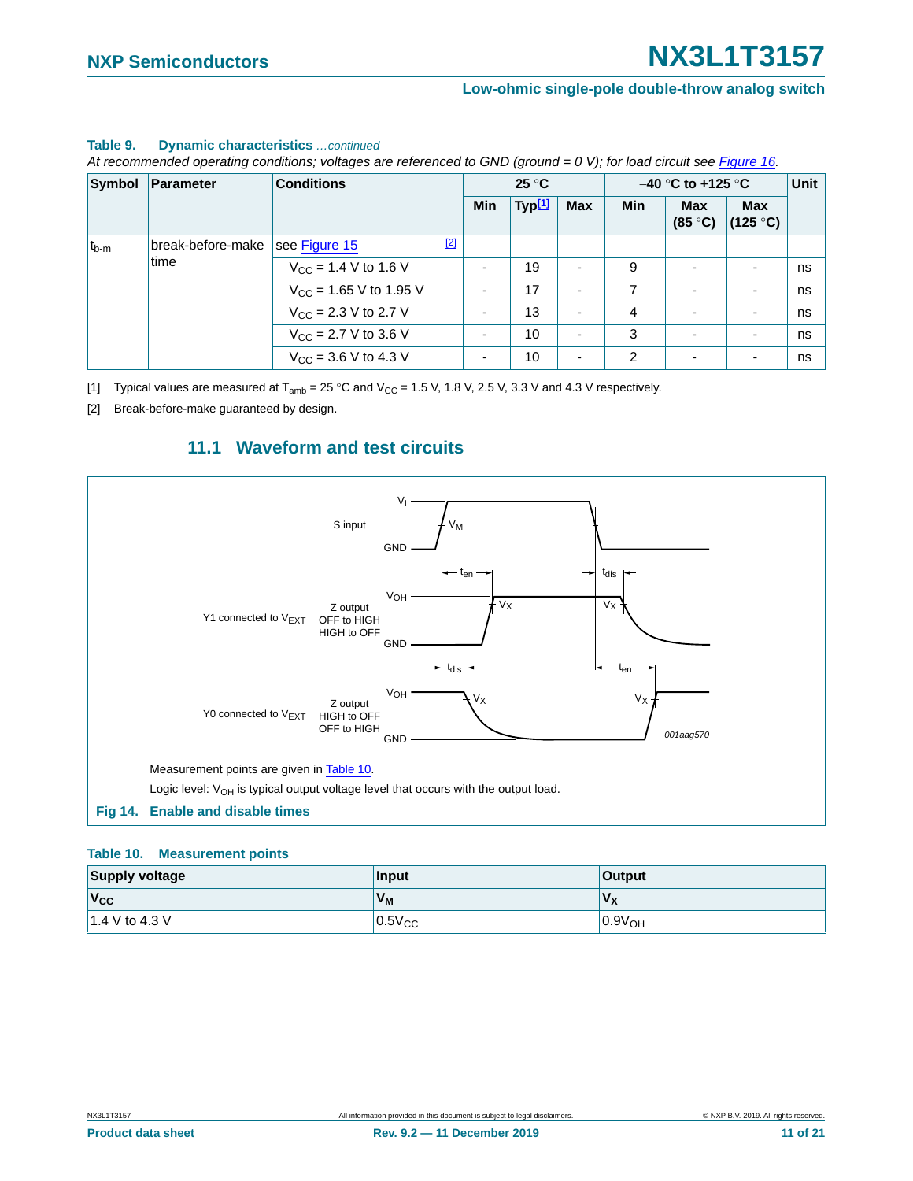**Table 9. Dynamic characteristics** *...continued*

*At recommended operating conditions; voltages are referenced to GND (ground = 0 V); for load circuit see Figure 16.*

| Symbol | Parameter | Conditions | | 25 °C | | | −40 °C to +125 °C | | | Unit |
|---|---|---|---|---|---|---|---|---|---|---|
| | | | | Min | Typ[1] | Max | Min | Max (85 °C) | Max (125 °C) | |
| $t_{b\text{-}m}$ | break-before-make time | see Figure 15 | [2] | | | | | | | |
| | | $V_{CC}$ = 1.4 V to 1.6 V | | - | 19 | - | 9 | - | - | ns |
| | | $V_{CC}$ = 1.65 V to 1.95 V | | - | 17 | - | 7 | - | - | ns |
| | | $V_{CC}$ = 2.3 V to 2.7 V | | - | 13 | - | 4 | - | - | ns |
| | | $V_{CC}$ = 2.7 V to 3.6 V | | - | 10 | - | 3 | - | - | ns |
| | | $V_{CC}$ = 3.6 V to 4.3 V | | - | 10 | - | 2 | - | - | ns |

[1] Typical values are measured at $T_{amb}$ = 25 °C and $V_{CC}$ = 1.5 V, 1.8 V, 2.5 V, 3.3 V and 4.3 V respectively.

[2] Break-before-make guaranteed by design.

## 11.1 Waveform and test circuits

Measurement points are given in Table 10.

Logic level: $V_{OH}$ is typical output voltage level that occurs with the output load.

**Fig 14. Enable and disable times**

**Table 10. Measurement points**

| Supply voltage | Input | Output |
|---|---|---|
| $V_{CC}$ | $V_M$ | $V_X$ |
| 1.4 V to 4.3 V | $0.5V_{CC}$ | $0.9V_{OH}$ |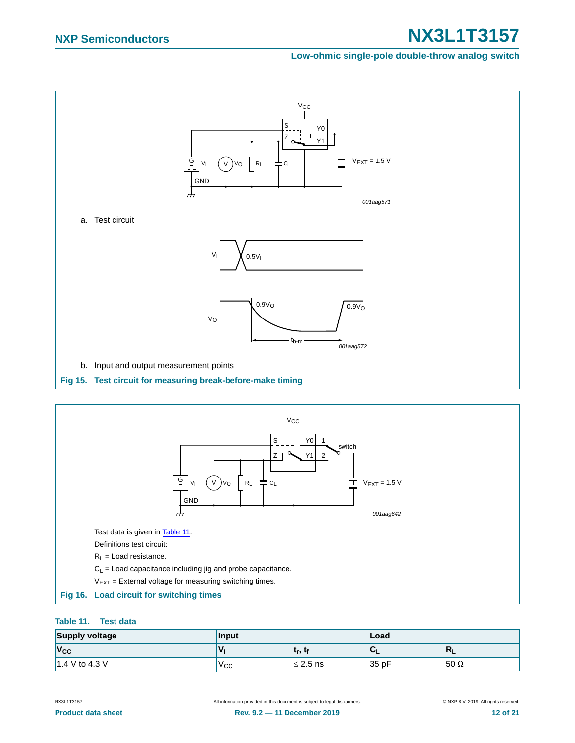a. Test circuit

b. Input and output measurement points

**Fig 15. Test circuit for measuring break-before-make timing**

Test data is given in Table 11.

Definitions test circuit:

$R_L$ = Load resistance.

$C_L$ = Load capacitance including jig and probe capacitance.

$V_{EXT}$ = External voltage for measuring switching times.

**Fig 16. Load circuit for switching times**

**Table 11. Test data**

| Supply voltage | Input | | Load | |
|---|---|---|---|---|
| $V_{CC}$ | $V_I$ | $t_r$, $t_f$ | $C_L$ | $R_L$ |
| 1.4 V to 4.3 V | $V_{CC}$ | ≤ 2.5 ns | 35 pF | 50 Ω |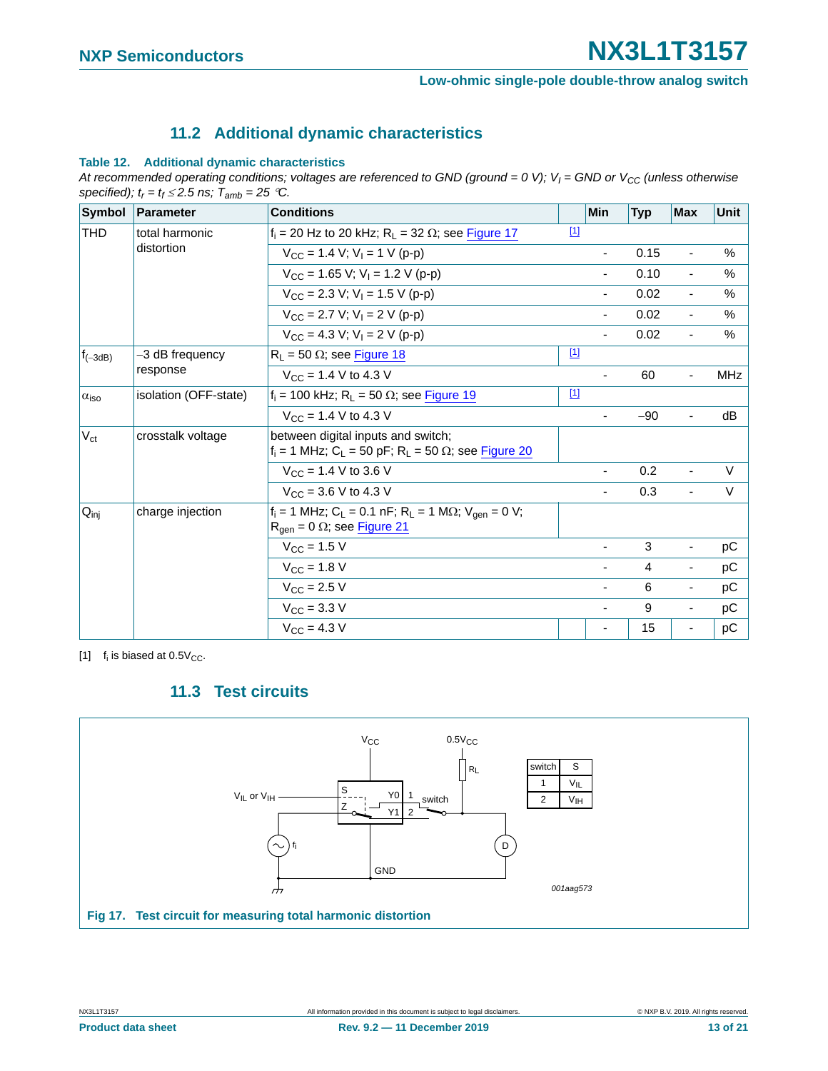## 11.2 Additional dynamic characteristics

**Table 12. Additional dynamic characteristics**

*At recommended operating conditions; voltages are referenced to GND (ground = 0 V); $V_I$ = GND or $V_{CC}$ (unless otherwise specified); $t_r = t_f \leq 2.5$ ns; $T_{amb}$ = 25 °C.*

| Symbol | Parameter | Conditions | | Min | Typ | Max | Unit |
|---|---|---|---|---|---|---|---|
| THD | total harmonic distortion | $f_i$ = 20 Hz to 20 kHz; $R_L$ = 32 Ω; see Figure 17 | [1] | | | | |
| | | $V_{CC}$ = 1.4 V; $V_I$ = 1 V (p-p) | | - | 0.15 | - | % |
| | | $V_{CC}$ = 1.65 V; $V_I$ = 1.2 V (p-p) | | - | 0.10 | - | % |
| | | $V_{CC}$ = 2.3 V; $V_I$ = 1.5 V (p-p) | | - | 0.02 | - | % |
| | | $V_{CC}$ = 2.7 V; $V_I$ = 2 V (p-p) | | - | 0.02 | - | % |
| | | $V_{CC}$ = 4.3 V; $V_I$ = 2 V (p-p) | | - | 0.02 | - | % |
| $f_{(-3dB)}$ | −3 dB frequency response | $R_L$ = 50 Ω; see Figure 18 | [1] | | | | |
| | | $V_{CC}$ = 1.4 V to 4.3 V | | - | 60 | - | MHz |
| $\alpha_{iso}$ | isolation (OFF-state) | $f_i$ = 100 kHz; $R_L$ = 50 Ω; see Figure 19 | [1] | | | | |
| | | $V_{CC}$ = 1.4 V to 4.3 V | | - | −90 | - | dB |
| $V_{ct}$ | crosstalk voltage | between digital inputs and switch; $f_i$ = 1 MHz; $C_L$ = 50 pF; $R_L$ = 50 Ω; see Figure 20 | | | | | |
| | | $V_{CC}$ = 1.4 V to 3.6 V | | - | 0.2 | - | V |
| | | $V_{CC}$ = 3.6 V to 4.3 V | | - | 0.3 | - | V |
| $Q_{inj}$ | charge injection | $f_i$ = 1 MHz; $C_L$ = 0.1 nF; $R_L$ = 1 MΩ; $V_{gen}$ = 0 V; $R_{gen}$ = 0 Ω; see Figure 21 | | | | | |
| | | $V_{CC}$ = 1.5 V | | - | 3 | - | pC |
| | | $V_{CC}$ = 1.8 V | | - | 4 | - | pC |
| | | $V_{CC}$ = 2.5 V | | - | 6 | - | pC |
| | | $V_{CC}$ = 3.3 V | | - | 9 | - | pC |
| | | $V_{CC}$ = 4.3 V | | - | 15 | - | pC |

[1] $f_i$ is biased at $0.5V_{CC}$.

## 11.3 Test circuits

| switch | S |
|---|---|
| 1 | $V_{IL}$ |
| 2 | $V_{IH}$ |

001aag573

**Fig 17. Test circuit for measuring total harmonic distortion**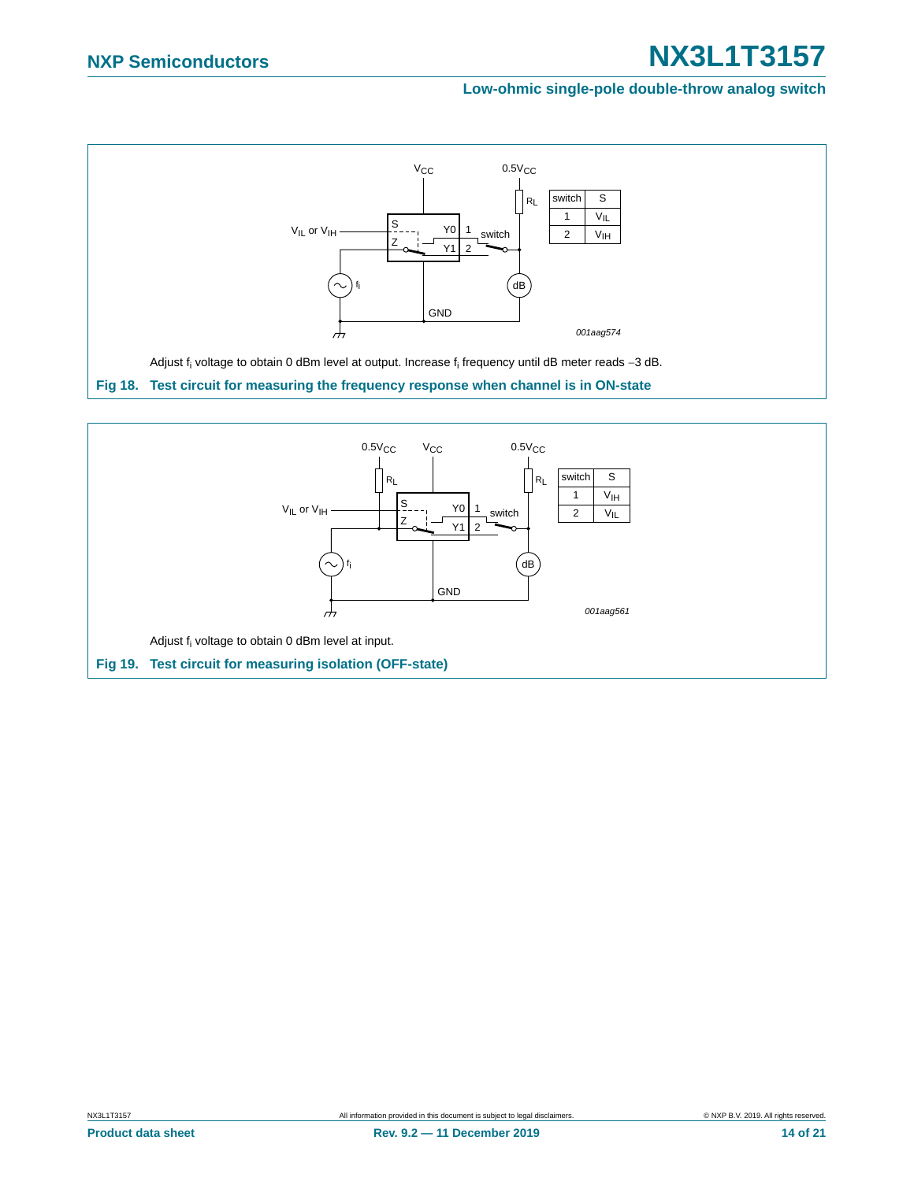| switch | S |
|---|---|
| 1 | $V_{IL}$ |
| 2 | $V_{IH}$ |

001aag574

Adjust $f_i$ voltage to obtain 0 dBm level at output. Increase $f_i$ frequency until dB meter reads −3 dB.

**Fig 18. Test circuit for measuring the frequency response when channel is in ON-state**

| switch | S |
|---|---|
| 1 | $V_{IH}$ |
| 2 | $V_{IL}$ |

001aag561

Adjust $f_i$ voltage to obtain 0 dBm level at input.

**Fig 19. Test circuit for measuring isolation (OFF-state)**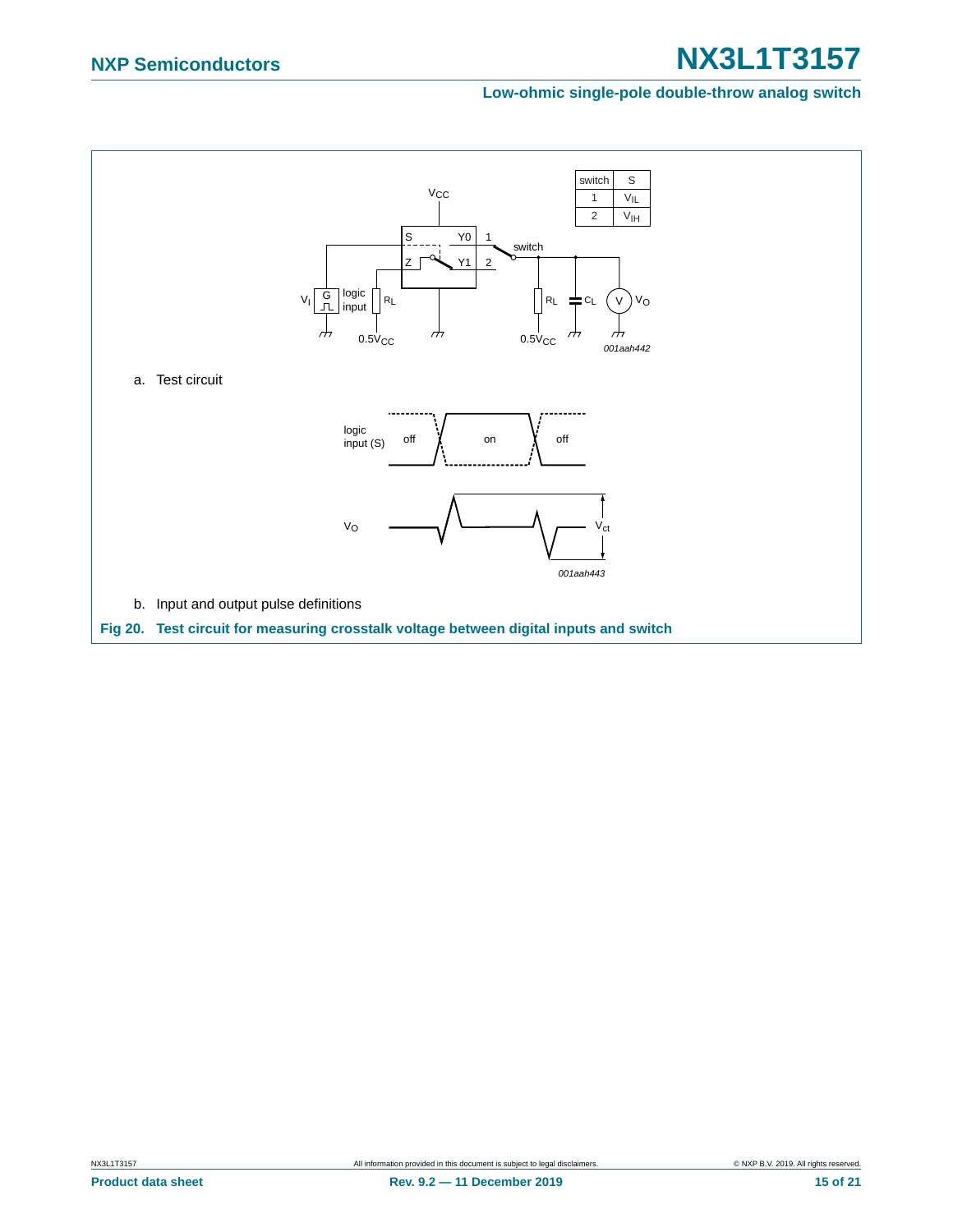| switch | S |
|---|---|
| 1 | $V_{IL}$ |
| 2 | $V_{IH}$ |

a. Test circuit

b. Input and output pulse definitions

**Fig 20. Test circuit for measuring crosstalk voltage between digital inputs and switch**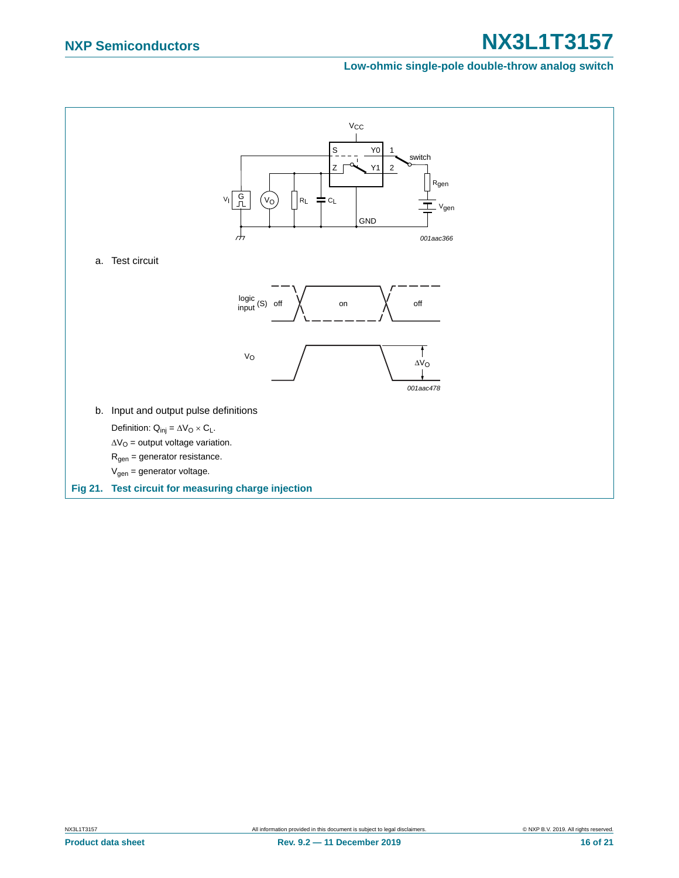a. Test circuit

b. Input and output pulse definitions

Definition: $Q_{inj} = \Delta V_O \times C_L$.

$\Delta V_O$ = output voltage variation.

$R_{gen}$ = generator resistance.

$V_{gen}$ = generator voltage.

**Fig 21. Test circuit for measuring charge injection**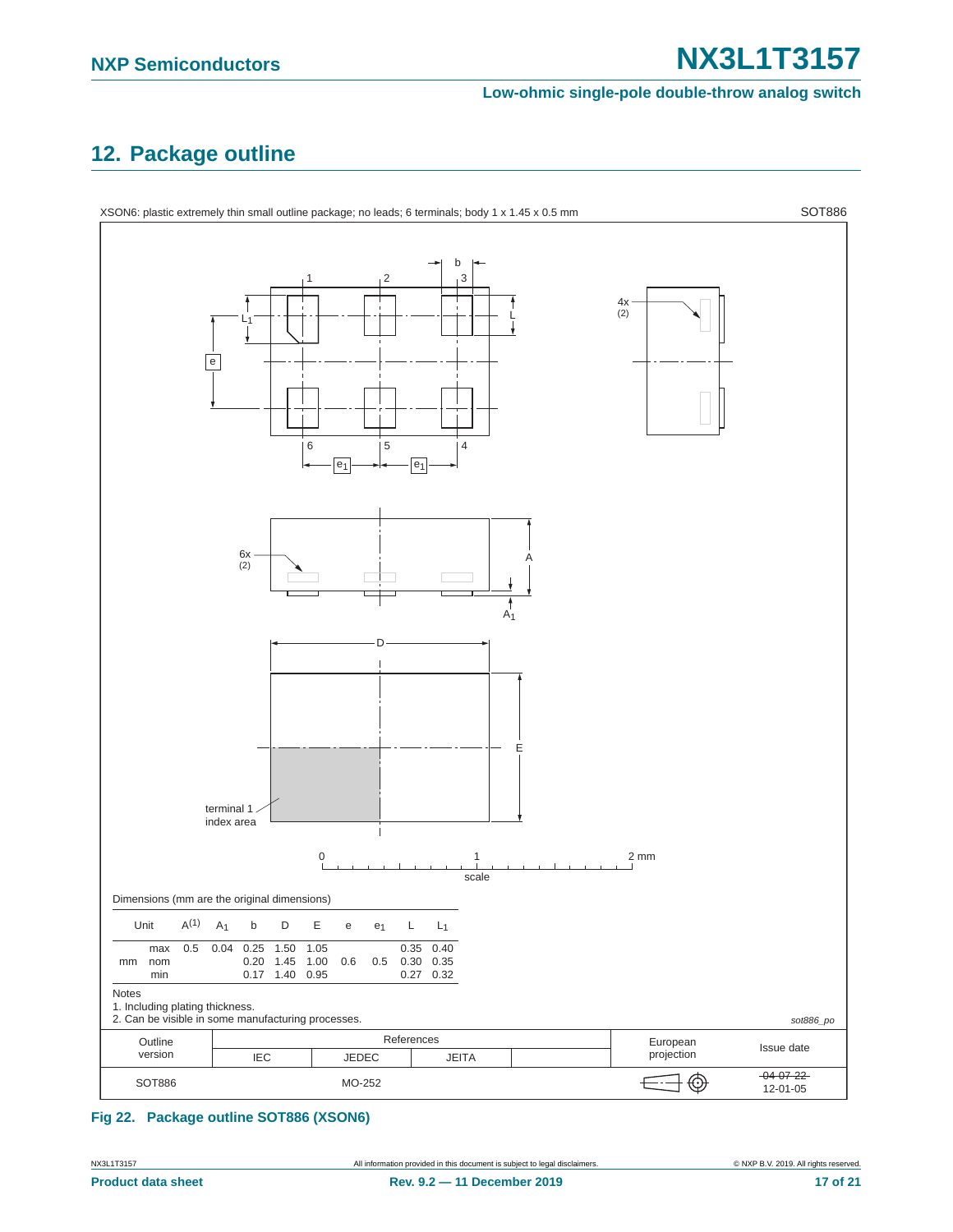## 12. Package outline

XSON6: plastic extremely thin small outline package; no leads; 6 terminals; body 1 x 1.45 x 0.5 mm

SOT886

Dimensions (mm are the original dimensions)

| Unit | | $A^{(1)}$ | $A_1$ | b | D | E | e | $e_1$ | L | $L_1$ |
|---|---|---|---|---|---|---|---|---|---|---|
| mm | max | 0.5 | 0.04 | 0.25 | 1.50 | 1.05 | | | 0.35 | 0.40 |
| | nom | | | 0.20 | 1.45 | 1.00 | 0.6 | 0.5 | 0.30 | 0.35 |
| | min | | | 0.17 | 1.40 | 0.95 | | | 0.27 | 0.32 |

Notes

1. Including plating thickness.
2. Can be visible in some manufacturing processes.

sot886_po

| Outline version | References | | | | European projection | Issue date |
|---|---|---|---|---|---|---|
| | IEC | JEDEC | JEITA | | | |
| SOT886 | | MO-252 | | | | ~~04-07-22~~ 12-01-05 |

**Fig 22. Package outline SOT886 (XSON6)**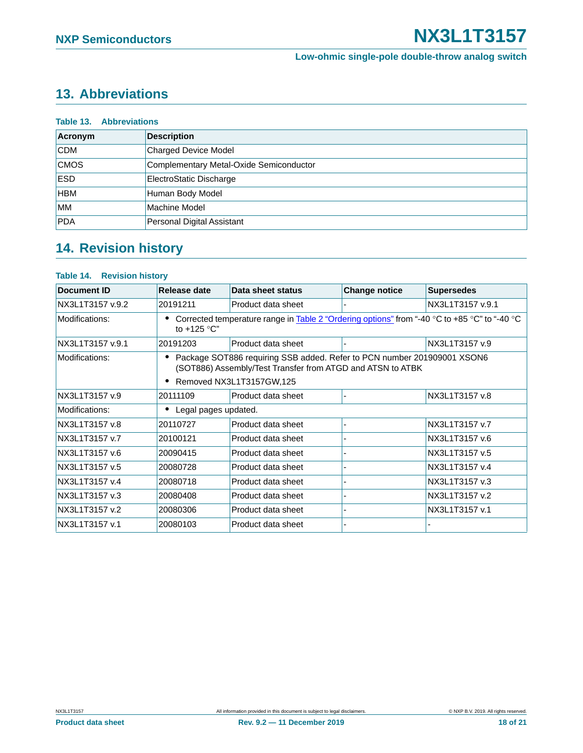## 13. Abbreviations

**Table 13. Abbreviations**

| Acronym | Description |
|---|---|
| CDM | Charged Device Model |
| CMOS | Complementary Metal-Oxide Semiconductor |
| ESD | ElectroStatic Discharge |
| HBM | Human Body Model |
| MM | Machine Model |
| PDA | Personal Digital Assistant |

## 14. Revision history

**Table 14. Revision history**

| Document ID | Release date | Data sheet status | Change notice | Supersedes |
|---|---|---|---|---|
| NX3L1T3157 v.9.2 | 20191211 | Product data sheet | - | NX3L1T3157 v.9.1 |
| Modifications: | • Corrected temperature range in Table 2 "Ordering options" from "-40 °C to +85 °C" to "-40 °C to +125 °C" | | | |
| NX3L1T3157 v.9.1 | 20191203 | Product data sheet | - | NX3L1T3157 v.9 |
| Modifications: | • Package SOT886 requiring SSB added. Refer to PCN number 201909001 XSON6 (SOT886) Assembly/Test Transfer from ATGD and ATSN to ATBK<br>• Removed NX3L1T3157GW,125 | | | |
| NX3L1T3157 v.9 | 20111109 | Product data sheet | - | NX3L1T3157 v.8 |
| Modifications: | • Legal pages updated. | | | |
| NX3L1T3157 v.8 | 20110727 | Product data sheet | - | NX3L1T3157 v.7 |
| NX3L1T3157 v.7 | 20100121 | Product data sheet | - | NX3L1T3157 v.6 |
| NX3L1T3157 v.6 | 20090415 | Product data sheet | - | NX3L1T3157 v.5 |
| NX3L1T3157 v.5 | 20080728 | Product data sheet | - | NX3L1T3157 v.4 |
| NX3L1T3157 v.4 | 20080718 | Product data sheet | - | NX3L1T3157 v.3 |
| NX3L1T3157 v.3 | 20080408 | Product data sheet | - | NX3L1T3157 v.2 |
| NX3L1T3157 v.2 | 20080306 | Product data sheet | - | NX3L1T3157 v.1 |
| NX3L1T3157 v.1 | 20080103 | Product data sheet | - | - |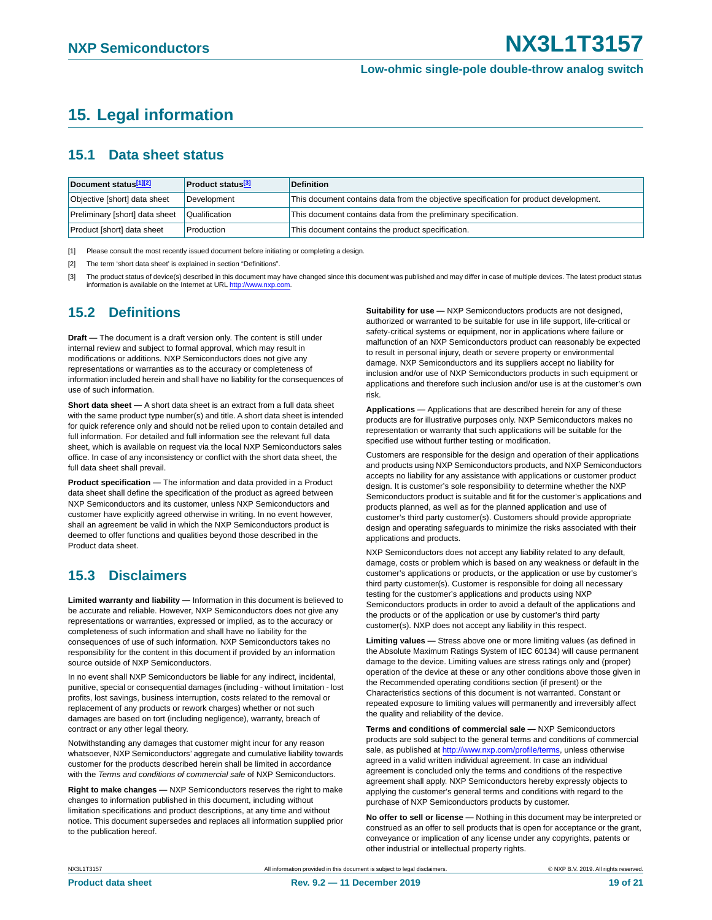# 15. Legal information

## 15.1 Data sheet status

| Document status[1][2] | Product status[3] | Definition |
|---|---|---|
| Objective [short] data sheet | Development | This document contains data from the objective specification for product development. |
| Preliminary [short] data sheet | Qualification | This document contains data from the preliminary specification. |
| Product [short] data sheet | Production | This document contains the product specification. |

[1] Please consult the most recently issued document before initiating or completing a design.

[2] The term 'short data sheet' is explained in section "Definitions".

[3] The product status of device(s) described in this document may have changed since this document was published and may differ in case of multiple devices. The latest product status information is available on the Internet at URL http://www.nxp.com.

## 15.2 Definitions

**Draft —** The document is a draft version only. The content is still under internal review and subject to formal approval, which may result in modifications or additions. NXP Semiconductors does not give any representations or warranties as to the accuracy or completeness of information included herein and shall have no liability for the consequences of use of such information.

**Short data sheet —** A short data sheet is an extract from a full data sheet with the same product type number(s) and title. A short data sheet is intended for quick reference only and should not be relied upon to contain detailed and full information. For detailed and full information see the relevant full data sheet, which is available on request via the local NXP Semiconductors sales office. In case of any inconsistency or conflict with the short data sheet, the full data sheet shall prevail.

**Product specification —** The information and data provided in a Product data sheet shall define the specification of the product as agreed between NXP Semiconductors and its customer, unless NXP Semiconductors and customer have explicitly agreed otherwise in writing. In no event however, shall an agreement be valid in which the NXP Semiconductors product is deemed to offer functions and qualities beyond those described in the Product data sheet.

## 15.3 Disclaimers

**Limited warranty and liability —** Information in this document is believed to be accurate and reliable. However, NXP Semiconductors does not give any representations or warranties, expressed or implied, as to the accuracy or completeness of such information and shall have no liability for the consequences of use of such information. NXP Semiconductors takes no responsibility for the content in this document if provided by an information source outside of NXP Semiconductors.

In no event shall NXP Semiconductors be liable for any indirect, incidental, punitive, special or consequential damages (including - without limitation - lost profits, lost savings, business interruption, costs related to the removal or replacement of any products or rework charges) whether or not such damages are based on tort (including negligence), warranty, breach of contract or any other legal theory.

Notwithstanding any damages that customer might incur for any reason whatsoever, NXP Semiconductors' aggregate and cumulative liability towards customer for the products described herein shall be limited in accordance with the *Terms and conditions of commercial sale* of NXP Semiconductors.

**Right to make changes —** NXP Semiconductors reserves the right to make changes to information published in this document, including without limitation specifications and product descriptions, at any time and without notice. This document supersedes and replaces all information supplied prior to the publication hereof.

**Suitability for use —** NXP Semiconductors products are not designed, authorized or warranted to be suitable for use in life support, life-critical or safety-critical systems or equipment, nor in applications where failure or malfunction of an NXP Semiconductors product can reasonably be expected to result in personal injury, death or severe property or environmental damage. NXP Semiconductors and its suppliers accept no liability for inclusion and/or use of NXP Semiconductors products in such equipment or applications and therefore such inclusion and/or use is at the customer's own risk.

**Applications —** Applications that are described herein for any of these products are for illustrative purposes only. NXP Semiconductors makes no representation or warranty that such applications will be suitable for the specified use without further testing or modification.

Customers are responsible for the design and operation of their applications and products using NXP Semiconductors products, and NXP Semiconductors accepts no liability for any assistance with applications or customer product design. It is customer's sole responsibility to determine whether the NXP Semiconductors product is suitable and fit for the customer's applications and products planned, as well as for the planned application and use of customer's third party customer(s). Customers should provide appropriate design and operating safeguards to minimize the risks associated with their applications and products.

NXP Semiconductors does not accept any liability related to any default, damage, costs or problem which is based on any weakness or default in the customer's applications or products, or the application or use by customer's third party customer(s). Customer is responsible for doing all necessary testing for the customer's applications and products using NXP Semiconductors products in order to avoid a default of the applications and the products or of the application or use by customer's third party customer(s). NXP does not accept any liability in this respect.

**Limiting values —** Stress above one or more limiting values (as defined in the Absolute Maximum Ratings System of IEC 60134) will cause permanent damage to the device. Limiting values are stress ratings only and (proper) operation of the device at these or any other conditions above those given in the Recommended operating conditions section (if present) or the Characteristics sections of this document is not warranted. Constant or repeated exposure to limiting values will permanently and irreversibly affect the quality and reliability of the device.

**Terms and conditions of commercial sale —** NXP Semiconductors products are sold subject to the general terms and conditions of commercial sale, as published at http://www.nxp.com/profile/terms, unless otherwise agreed in a valid written individual agreement. In case an individual agreement is concluded only the terms and conditions of the respective agreement shall apply. NXP Semiconductors hereby expressly objects to applying the customer's general terms and conditions with regard to the purchase of NXP Semiconductors products by customer.

**No offer to sell or license —** Nothing in this document may be interpreted or construed as an offer to sell products that is open for acceptance or the grant, conveyance or implication of any license under any copyrights, patents or other industrial or intellectual property rights.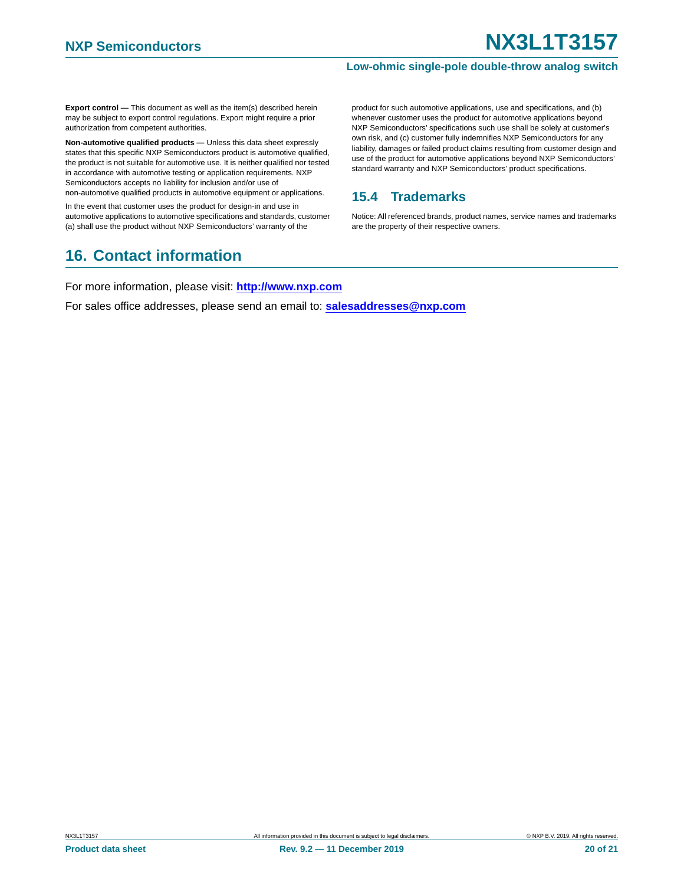**Export control —** This document as well as the item(s) described herein may be subject to export control regulations. Export might require a prior authorization from competent authorities.

**Non-automotive qualified products —** Unless this data sheet expressly states that this specific NXP Semiconductors product is automotive qualified, the product is not suitable for automotive use. It is neither qualified nor tested in accordance with automotive testing or application requirements. NXP Semiconductors accepts no liability for inclusion and/or use of non-automotive qualified products in automotive equipment or applications.

In the event that customer uses the product for design-in and use in automotive applications to automotive specifications and standards, customer (a) shall use the product without NXP Semiconductors' warranty of the product for such automotive applications, use and specifications, and (b) whenever customer uses the product for automotive applications beyond NXP Semiconductors' specifications such use shall be solely at customer's own risk, and (c) customer fully indemnifies NXP Semiconductors for any liability, damages or failed product claims resulting from customer design and use of the product for automotive applications beyond NXP Semiconductors' standard warranty and NXP Semiconductors' product specifications.

### 15.4 Trademarks

Notice: All referenced brands, product names, service names and trademarks are the property of their respective owners.

## 16. Contact information

For more information, please visit: **http://www.nxp.com**

For sales office addresses, please send an email to: **salesaddresses@nxp.com**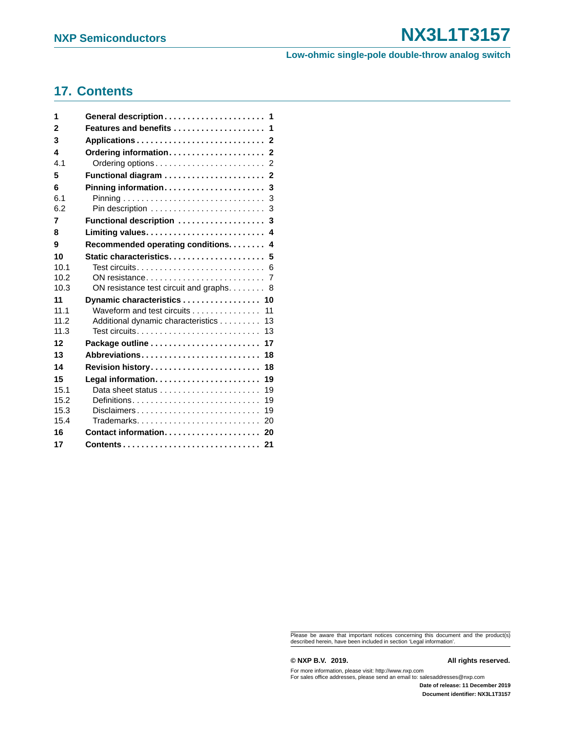## 17. Contents

| | | |
|---|---|---|
| **1** | **General description** | **1** |
| **2** | **Features and benefits** | **1** |
| **3** | **Applications** | **2** |
| **4** | **Ordering information** | **2** |
| 4.1 | Ordering options | 2 |
| **5** | **Functional diagram** | **2** |
| **6** | **Pinning information** | **3** |
| 6.1 | Pinning | 3 |
| 6.2 | Pin description | 3 |
| **7** | **Functional description** | **3** |
| **8** | **Limiting values** | **4** |
| **9** | **Recommended operating conditions** | **4** |
| **10** | **Static characteristics** | **5** |
| 10.1 | Test circuits | 6 |
| 10.2 | ON resistance | 7 |
| 10.3 | ON resistance test circuit and graphs | 8 |
| **11** | **Dynamic characteristics** | **10** |
| 11.1 | Waveform and test circuits | 11 |
| 11.2 | Additional dynamic characteristics | 13 |
| 11.3 | Test circuits | 13 |
| **12** | **Package outline** | **17** |
| **13** | **Abbreviations** | **18** |
| **14** | **Revision history** | **18** |
| **15** | **Legal information** | **19** |
| 15.1 | Data sheet status | 19 |
| 15.2 | Definitions | 19 |
| 15.3 | Disclaimers | 19 |
| 15.4 | Trademarks | 20 |
| **16** | **Contact information** | **20** |
| **17** | **Contents** | **21** |

Please be aware that important notices concerning this document and the product(s) described herein, have been included in section 'Legal information'.

**© NXP B.V. 2019.** **All rights reserved.**

For more information, please visit: http://www.nxp.com
For sales office addresses, please send an email to: salesaddresses@nxp.com

**Date of release: 11 December 2019**

**Document identifier: NX3L1T3157**